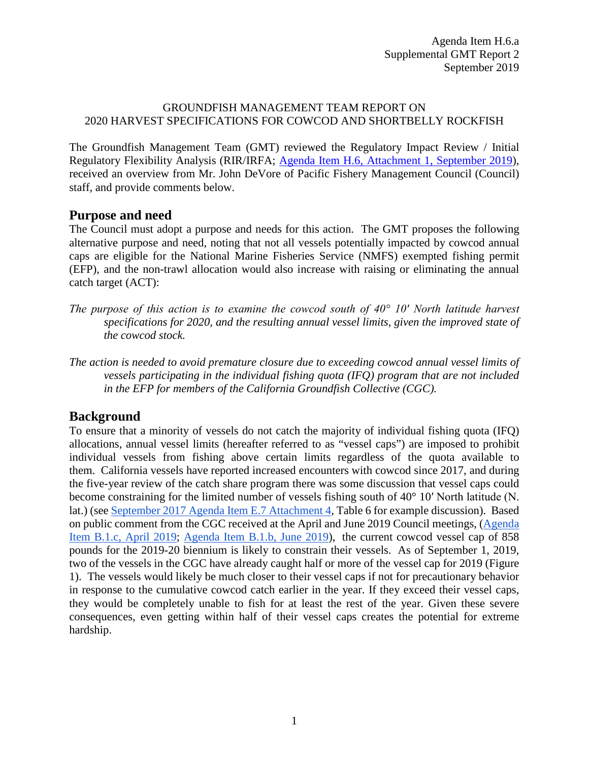Agenda Item H.6.a
Supplemental GMT Report 2
September 2019

GROUNDFISH MANAGEMENT TEAM REPORT ON
2020 HARVEST SPECIFICATIONS FOR COWCOD AND SHORTBELLY ROCKFISH

The Groundfish Management Team (GMT) reviewed the Regulatory Impact Review / Initial Regulatory Flexibility Analysis (RIR/IRFA; [Agenda Item H.6, Attachment 1, September 2019](#)), received an overview from Mr. John DeVore of Pacific Fishery Management Council (Council) staff, and provide comments below.

## Purpose and need

The Council must adopt a purpose and needs for this action. The GMT proposes the following alternative purpose and need, noting that not all vessels potentially impacted by cowcod annual caps are eligible for the National Marine Fisheries Service (NMFS) exempted fishing permit (EFP), and the non-trawl allocation would also increase with raising or eliminating the annual catch target (ACT):

> *The purpose of this action is to examine the cowcod south of 40° 10′ North latitude harvest specifications for 2020, and the resulting annual vessel limits, given the improved state of the cowcod stock.*

> *The action is needed to avoid premature closure due to exceeding cowcod annual vessel limits of vessels participating in the individual fishing quota (IFQ) program that are not included in the EFP for members of the California Groundfish Collective (CGC).*

## Background

To ensure that a minority of vessels do not catch the majority of individual fishing quota (IFQ) allocations, annual vessel limits (hereafter referred to as "vessel caps") are imposed to prohibit individual vessels from fishing above certain limits regardless of the quota available to them. California vessels have reported increased encounters with cowcod since 2017, and during the five-year review of the catch share program there was some discussion that vessel caps could become constraining for the limited number of vessels fishing south of 40° 10′ North latitude (N. lat.) (see [September 2017 Agenda Item E.7 Attachment 4](#), Table 6 for example discussion). Based on public comment from the CGC received at the April and June 2019 Council meetings, ([Agenda Item B.1.c, April 2019](#); [Agenda Item B.1.b, June 2019](#)), the current cowcod vessel cap of 858 pounds for the 2019-20 biennium is likely to constrain their vessels. As of September 1, 2019, two of the vessels in the CGC have already caught half or more of the vessel cap for 2019 (Figure 1). The vessels would likely be much closer to their vessel caps if not for precautionary behavior in response to the cumulative cowcod catch earlier in the year. If they exceed their vessel caps, they would be completely unable to fish for at least the rest of the year. Given these severe consequences, even getting within half of their vessel caps creates the potential for extreme hardship.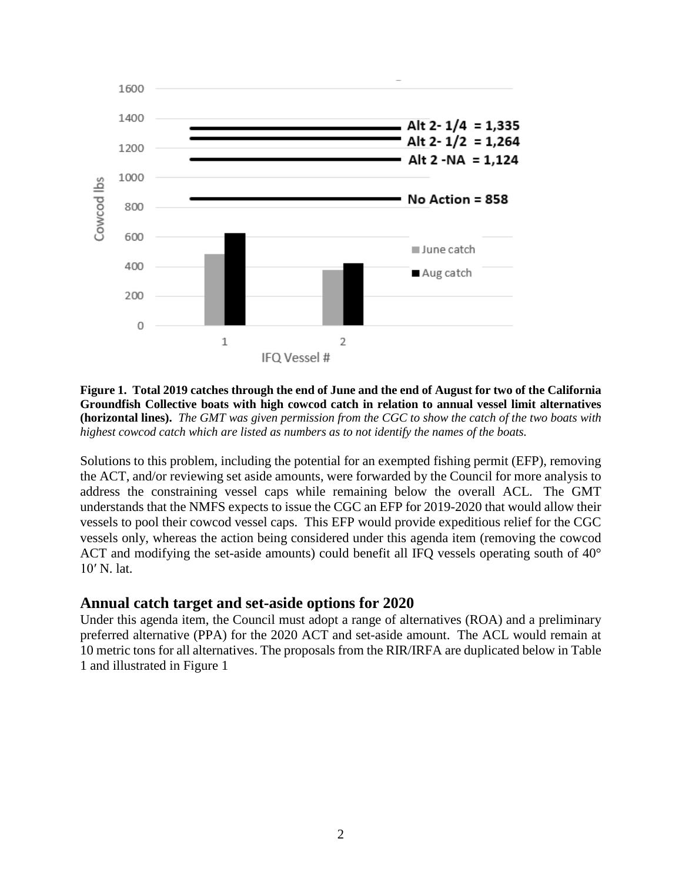**Figure 1. Total 2019 catches through the end of June and the end of August for two of the California Groundfish Collective boats with high cowcod catch in relation to annual vessel limit alternatives (horizontal lines).** *The GMT was given permission from the CGC to show the catch of the two boats with highest cowcod catch which are listed as numbers as to not identify the names of the boats.*

Solutions to this problem, including the potential for an exempted fishing permit (EFP), removing the ACT, and/or reviewing set aside amounts, were forwarded by the Council for more analysis to address the constraining vessel caps while remaining below the overall ACL. The GMT understands that the NMFS expects to issue the CGC an EFP for 2019-2020 that would allow their vessels to pool their cowcod vessel caps. This EFP would provide expeditious relief for the CGC vessels only, whereas the action being considered under this agenda item (removing the cowcod ACT and modifying the set-aside amounts) could benefit all IFQ vessels operating south of 40° 10′ N. lat.

## Annual catch target and set-aside options for 2020

Under this agenda item, the Council must adopt a range of alternatives (ROA) and a preliminary preferred alternative (PPA) for the 2020 ACT and set-aside amount. The ACL would remain at 10 metric tons for all alternatives. The proposals from the RIR/IRFA are duplicated below in Table 1 and illustrated in Figure 1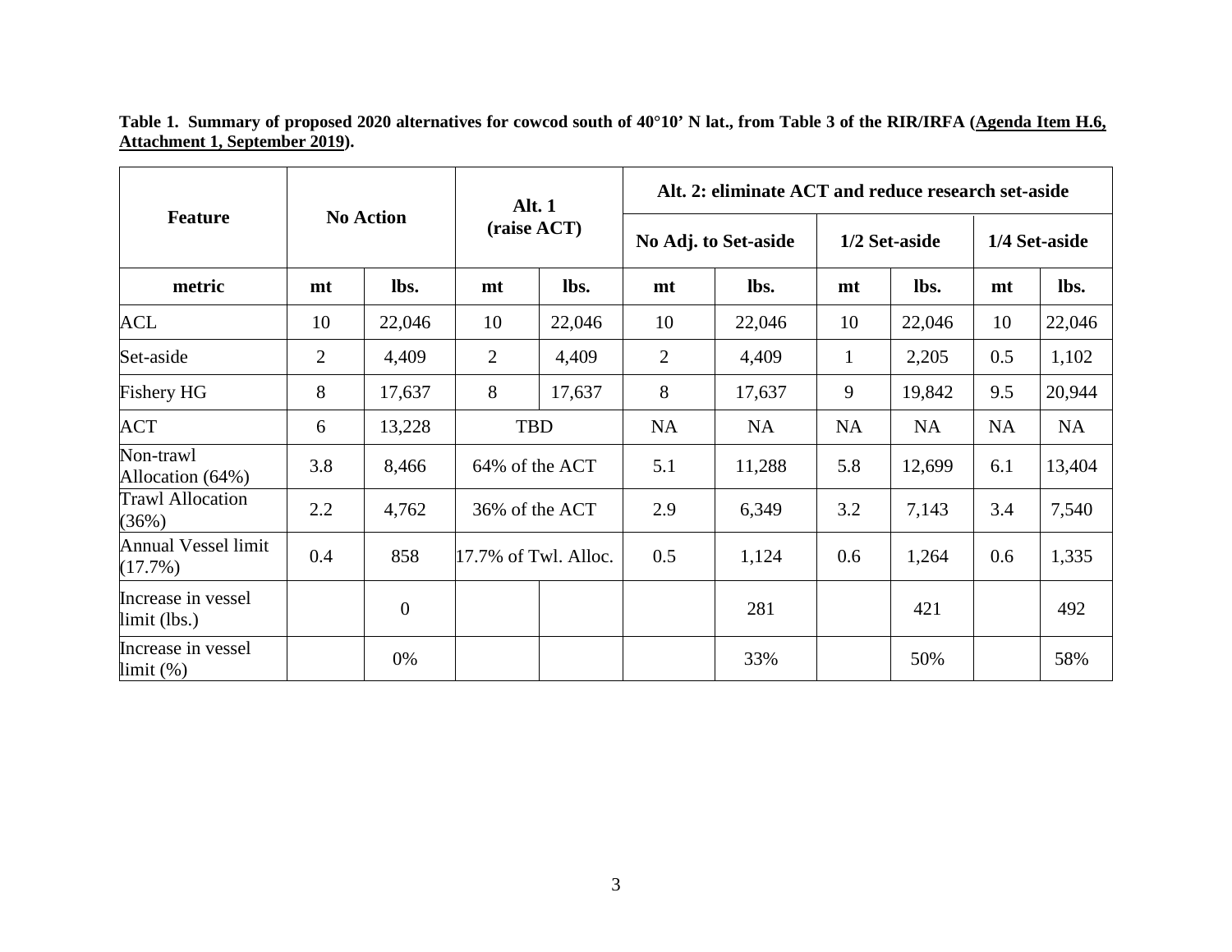**Table 1. Summary of proposed 2020 alternatives for cowcod south of 40°10’ N lat., from Table 3 of the RIR/IRFA (Agenda Item H.6, Attachment 1, September 2019).**

| Feature | No Action | | Alt. 1 (raise ACT) | | Alt. 2: eliminate ACT and reduce research set-aside | | | | | |
|---|---|---|---|---|---|---|---|---|---|---|
| | | | | | No Adj. to Set-aside | | 1/2 Set-aside | | 1/4 Set-aside | |
| **metric** | **mt** | **lbs.** | **mt** | **lbs.** | **mt** | **lbs.** | **mt** | **lbs.** | **mt** | **lbs.** |
| ACL | 10 | 22,046 | 10 | 22,046 | 10 | 22,046 | 10 | 22,046 | 10 | 22,046 |
| Set-aside | 2 | 4,409 | 2 | 4,409 | 2 | 4,409 | 1 | 2,205 | 0.5 | 1,102 |
| Fishery HG | 8 | 17,637 | 8 | 17,637 | 8 | 17,637 | 9 | 19,842 | 9.5 | 20,944 |
| ACT | 6 | 13,228 | TBD | | NA | NA | NA | NA | NA | NA |
| Non-trawl Allocation (64%) | 3.8 | 8,466 | 64% of the ACT | | 5.1 | 11,288 | 5.8 | 12,699 | 6.1 | 13,404 |
| Trawl Allocation (36%) | 2.2 | 4,762 | 36% of the ACT | | 2.9 | 6,349 | 3.2 | 7,143 | 3.4 | 7,540 |
| Annual Vessel limit (17.7%) | 0.4 | 858 | 17.7% of Twl. Alloc. | | 0.5 | 1,124 | 0.6 | 1,264 | 0.6 | 1,335 |
| Increase in vessel limit (lbs.) | | 0 | | | | 281 | | 421 | | 492 |
| Increase in vessel limit (%) | | 0% | | | | 33% | | 50% | | 58% |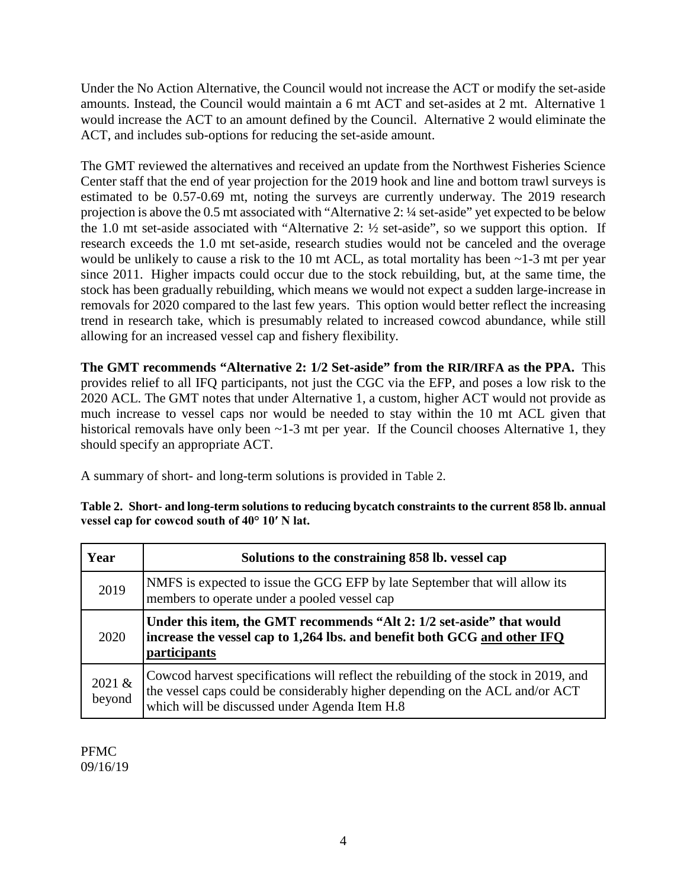Under the No Action Alternative, the Council would not increase the ACT or modify the set-aside amounts. Instead, the Council would maintain a 6 mt ACT and set-asides at 2 mt. Alternative 1 would increase the ACT to an amount defined by the Council. Alternative 2 would eliminate the ACT, and includes sub-options for reducing the set-aside amount.

The GMT reviewed the alternatives and received an update from the Northwest Fisheries Science Center staff that the end of year projection for the 2019 hook and line and bottom trawl surveys is estimated to be 0.57-0.69 mt, noting the surveys are currently underway. The 2019 research projection is above the 0.5 mt associated with "Alternative 2: ¼ set-aside" yet expected to be below the 1.0 mt set-aside associated with "Alternative 2: ½ set-aside", so we support this option. If research exceeds the 1.0 mt set-aside, research studies would not be canceled and the overage would be unlikely to cause a risk to the 10 mt ACL, as total mortality has been ~1-3 mt per year since 2011. Higher impacts could occur due to the stock rebuilding, but, at the same time, the stock has been gradually rebuilding, which means we would not expect a sudden large-increase in removals for 2020 compared to the last few years. This option would better reflect the increasing trend in research take, which is presumably related to increased cowcod abundance, while still allowing for an increased vessel cap and fishery flexibility.

**The GMT recommends "Alternative 2: 1/2 Set-aside" from the RIR/IRFA as the PPA.** This provides relief to all IFQ participants, not just the CGC via the EFP, and poses a low risk to the 2020 ACL. The GMT notes that under Alternative 1, a custom, higher ACT would not provide as much increase to vessel caps nor would be needed to stay within the 10 mt ACL given that historical removals have only been ~1-3 mt per year. If the Council chooses Alternative 1, they should specify an appropriate ACT.

A summary of short- and long-term solutions is provided in Table 2.

**Table 2. Short- and long-term solutions to reducing bycatch constraints to the current 858 lb. annual vessel cap for cowcod south of 40° 10′ N lat.**

| Year | Solutions to the constraining 858 lb. vessel cap |
|---|---|
| 2019 | NMFS is expected to issue the GCG EFP by late September that will allow its members to operate under a pooled vessel cap |
| 2020 | **Under this item, the GMT recommends "Alt 2: 1/2 set-aside" that would increase the vessel cap to 1,264 lbs. and benefit both GCG <u>and other IFQ participants</u>** |
| 2021 & beyond | Cowcod harvest specifications will reflect the rebuilding of the stock in 2019, and the vessel caps could be considerably higher depending on the ACL and/or ACT which will be discussed under Agenda Item H.8 |

PFMC
09/16/19